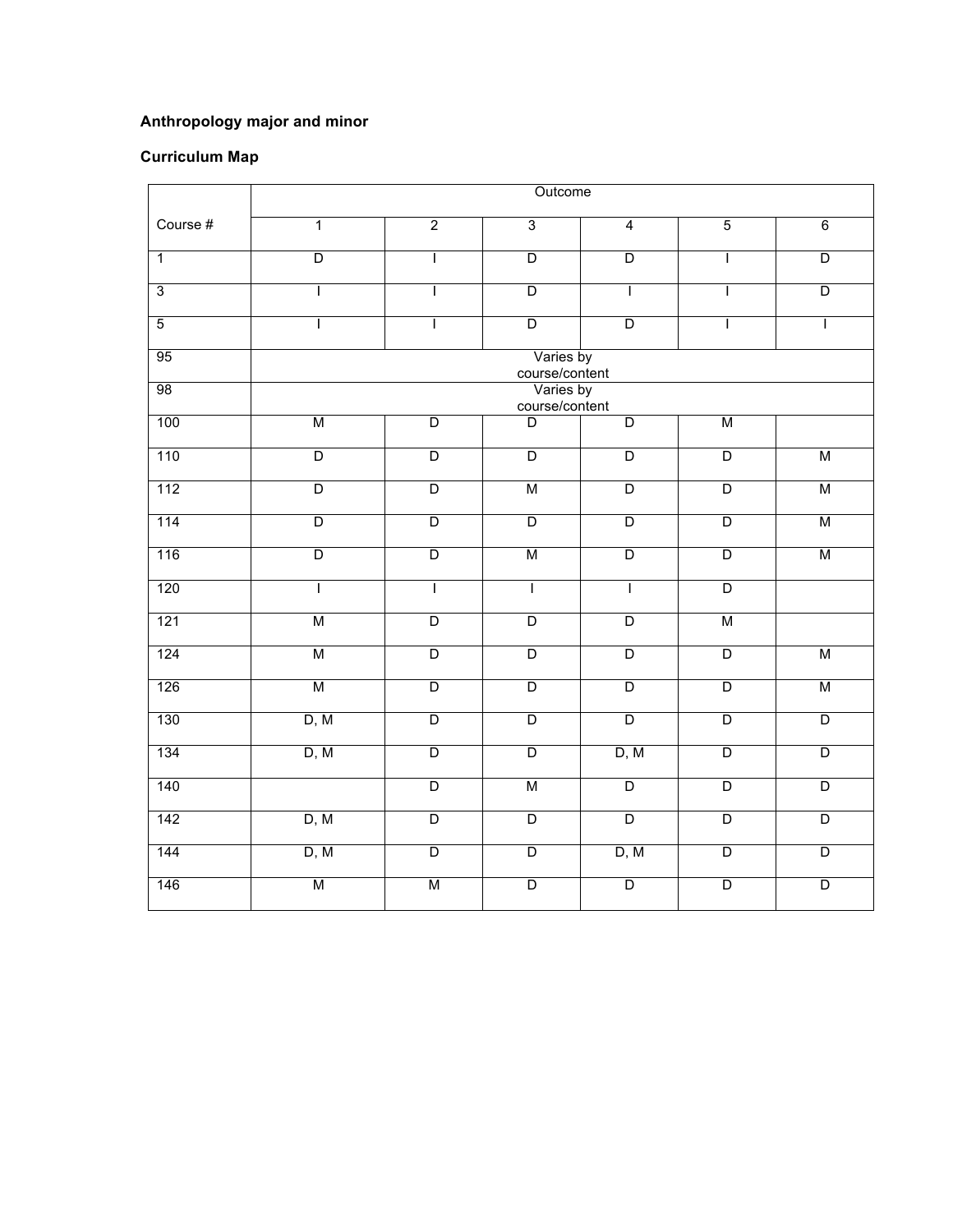**Anthropology major and minor**

**Curriculum Map**

| Course # | Outcome | | | | | |
|---|---|---|---|---|---|---|
| | 1 | 2 | 3 | 4 | 5 | 6 |
| 1 | D | I | D | D | I | D |
| 3 | I | I | D | I | I | D |
| 5 | I | I | D | D | I | I |
| 95 | Varies by course/content | | | | | |
| 98 | Varies by course/content | | | | | |
| 100 | M | D | D | D | M | |
| 110 | D | D | D | D | D | M |
| 112 | D | D | M | D | D | M |
| 114 | D | D | D | D | D | M |
| 116 | D | D | M | D | D | M |
| 120 | I | I | I | I | D | |
| 121 | M | D | D | D | M | |
| 124 | M | D | D | D | D | M |
| 126 | M | D | D | D | D | M |
| 130 | D, M | D | D | D | D | D |
| 134 | D, M | D | D | D, M | D | D |
| 140 | | D | M | D | D | D |
| 142 | D, M | D | D | D | D | D |
| 144 | D, M | D | D | D, M | D | D |
| 146 | M | M | D | D | D | D |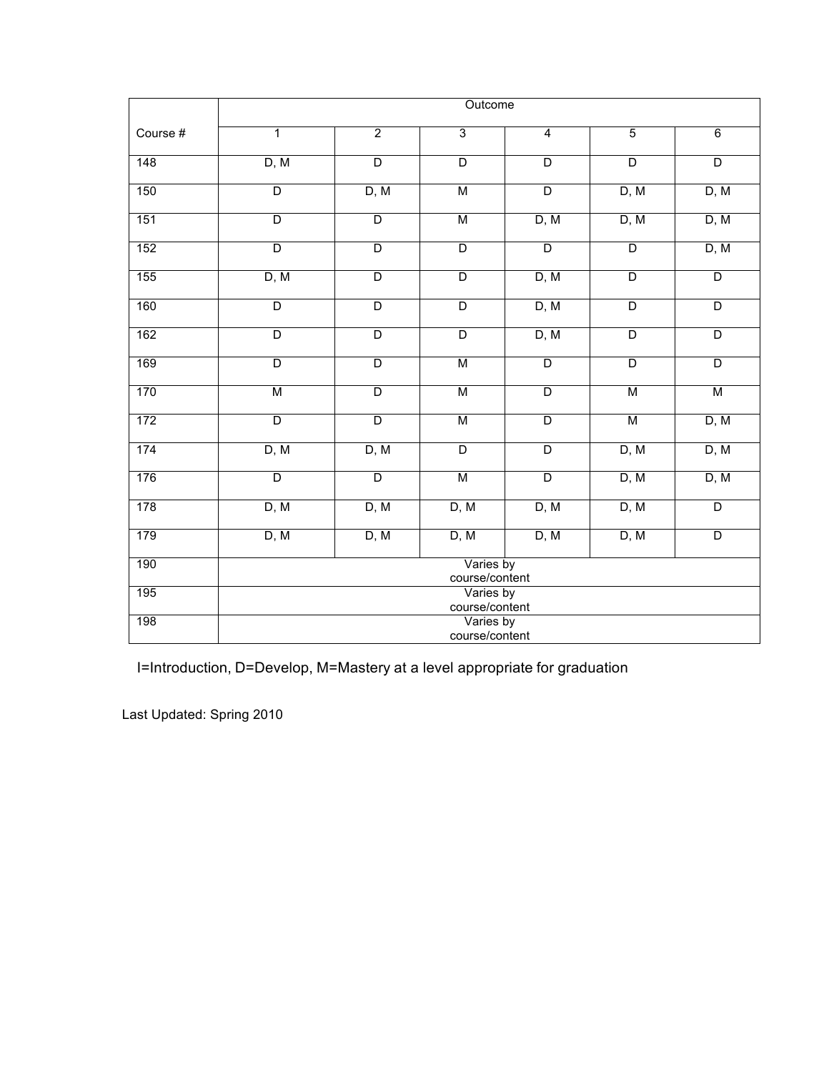| Course # | Outcome | | | | | |
|---|---|---|---|---|---|---|
| | 1 | 2 | 3 | 4 | 5 | 6 |
| 148 | D, M | D | D | D | D | D |
| 150 | D | D, M | M | D | D, M | D, M |
| 151 | D | D | M | D, M | D, M | D, M |
| 152 | D | D | D | D | D | D, M |
| 155 | D, M | D | D | D, M | D | D |
| 160 | D | D | D | D, M | D | D |
| 162 | D | D | D | D, M | D | D |
| 169 | D | D | M | D | D | D |
| 170 | M | D | M | D | M | M |
| 172 | D | D | M | D | M | D, M |
| 174 | D, M | D, M | D | D | D, M | D, M |
| 176 | D | D | M | D | D, M | D, M |
| 178 | D, M | D, M | D, M | D, M | D, M | D |
| 179 | D, M | D, M | D, M | D, M | D, M | D |
| 190 | Varies by course/content | | | | | |
| 195 | Varies by course/content | | | | | |
| 198 | Varies by course/content | | | | | |

I=Introduction, D=Develop, M=Mastery at a level appropriate for graduation

Last Updated: Spring 2010